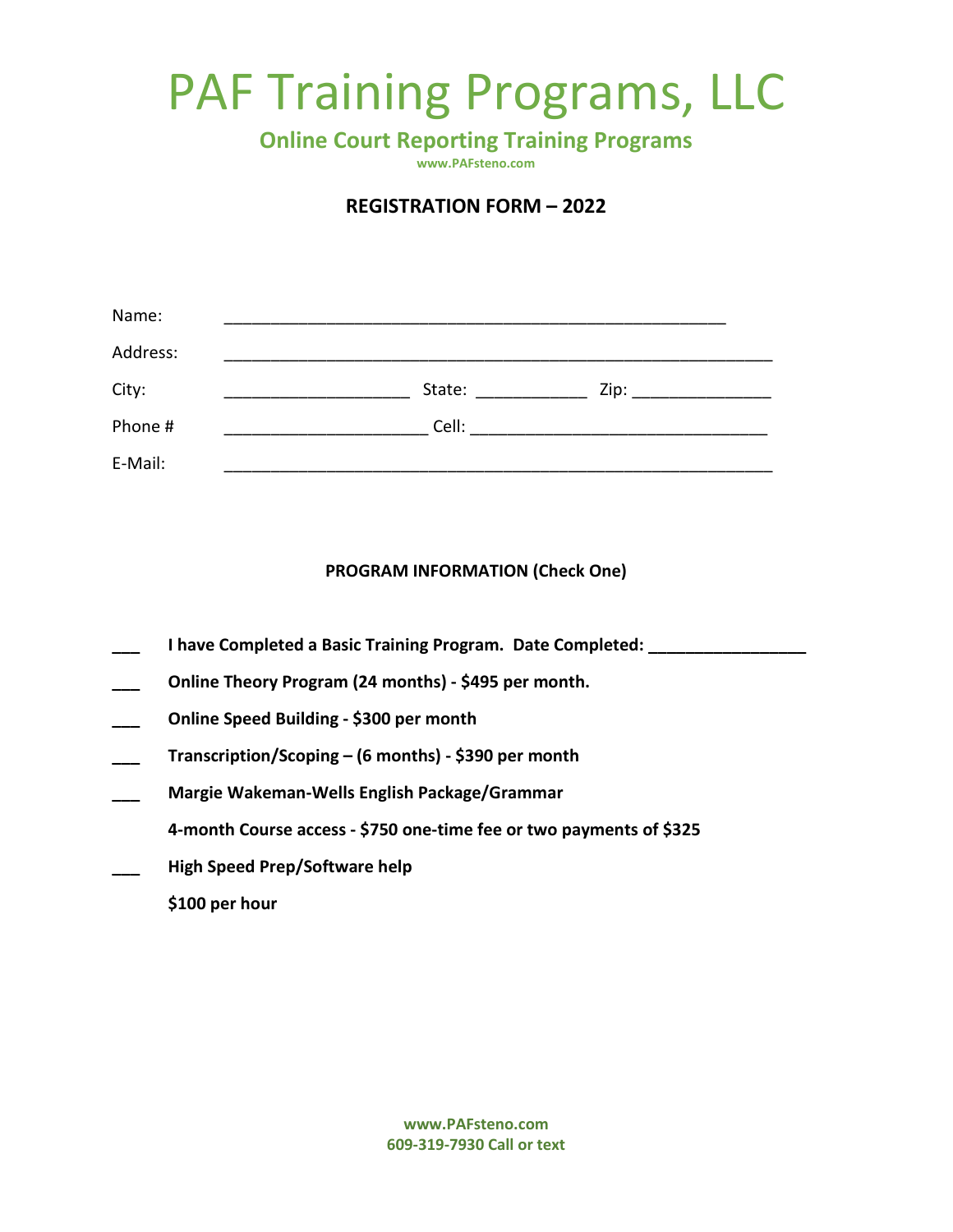# PAF Training Programs, LLC

## Online Court Reporting Training Programs

www.PAFsteno.com

### REGISTRATION FORM – 2022

Name: ______________________________________________________

Address: ___________________________________________________________

City: ____________________ State: ____________ Zip: ______________

Phone # ______________________ Cell: ________________________________

E-Mail: ___________________________________________________________

**PROGRAM INFORMATION (Check One)**

___ **I have Completed a Basic Training Program. Date Completed: _________________**

___ **Online Theory Program (24 months) - $495 per month.**

___ **Online Speed Building - $300 per month**

___ **Transcription/Scoping – (6 months) - $390 per month**

___ **Margie Wakeman-Wells English Package/Grammar**

**4-month Course access - $750 one-time fee or two payments of $325**

___ **High Speed Prep/Software help**

**$100 per hour**

**www.PAFsteno.com**
**609-319-7930 Call or text**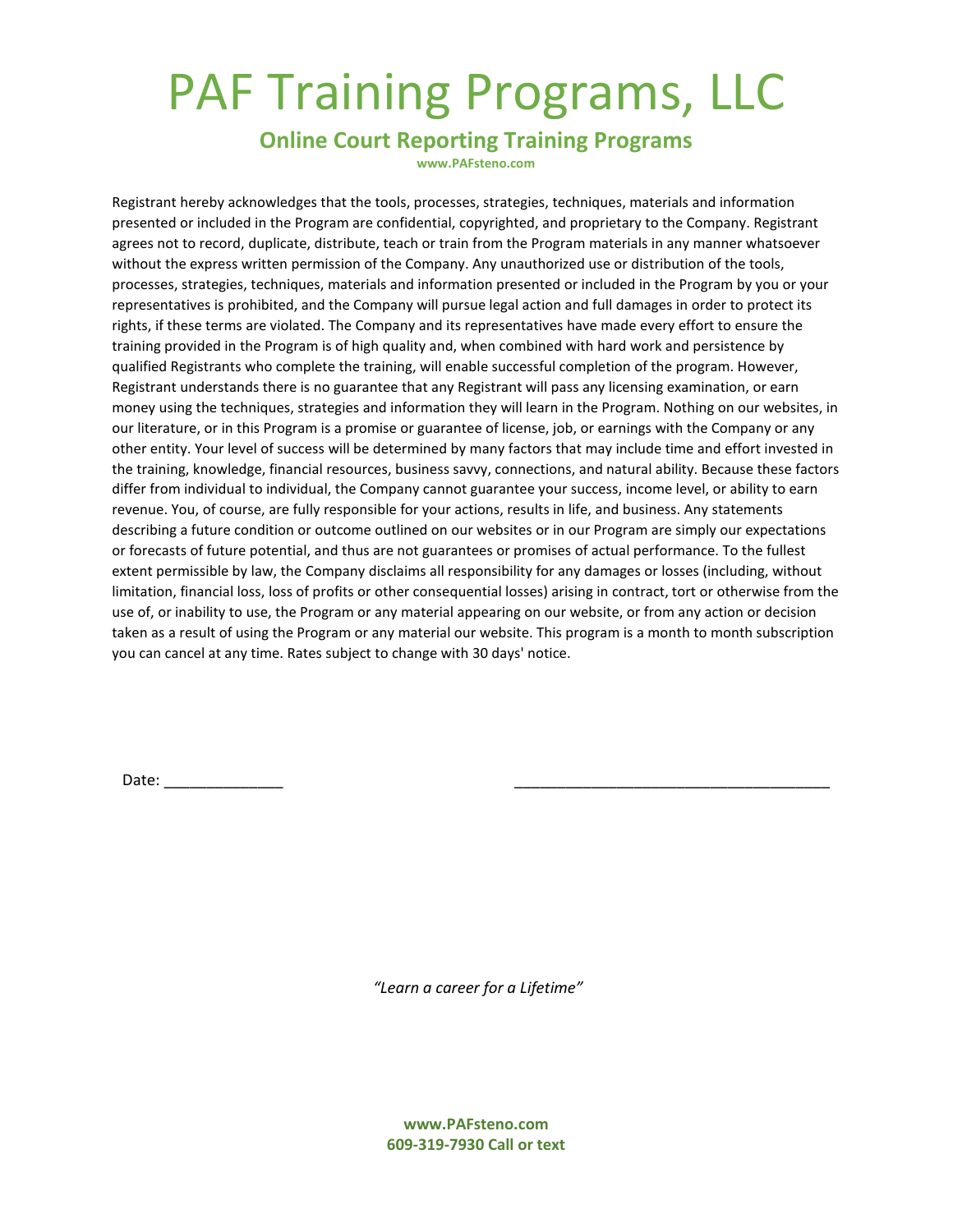# PAF Training Programs, LLC

## Online Court Reporting Training Programs

**www.PAFsteno.com**

Registrant hereby acknowledges that the tools, processes, strategies, techniques, materials and information presented or included in the Program are confidential, copyrighted, and proprietary to the Company. Registrant agrees not to record, duplicate, distribute, teach or train from the Program materials in any manner whatsoever without the express written permission of the Company. Any unauthorized use or distribution of the tools, processes, strategies, techniques, materials and information presented or included in the Program by you or your representatives is prohibited, and the Company will pursue legal action and full damages in order to protect its rights, if these terms are violated. The Company and its representatives have made every effort to ensure the training provided in the Program is of high quality and, when combined with hard work and persistence by qualified Registrants who complete the training, will enable successful completion of the program. However, Registrant understands there is no guarantee that any Registrant will pass any licensing examination, or earn money using the techniques, strategies and information they will learn in the Program. Nothing on our websites, in our literature, or in this Program is a promise or guarantee of license, job, or earnings with the Company or any other entity. Your level of success will be determined by many factors that may include time and effort invested in the training, knowledge, financial resources, business savvy, connections, and natural ability. Because these factors differ from individual to individual, the Company cannot guarantee your success, income level, or ability to earn revenue. You, of course, are fully responsible for your actions, results in life, and business. Any statements describing a future condition or outcome outlined on our websites or in our Program are simply our expectations or forecasts of future potential, and thus are not guarantees or promises of actual performance. To the fullest extent permissible by law, the Company disclaims all responsibility for any damages or losses (including, without limitation, financial loss, loss of profits or other consequential losses) arising in contract, tort or otherwise from the use of, or inability to use, the Program or any material appearing on our website, or from any action or decision taken as a result of using the Program or any material our website. This program is a month to month subscription you can cancel at any time. Rates subject to change with 30 days' notice.

Date: ______________ ______________________________________

*"Learn a career for a Lifetime"*

**www.PAFsteno.com**
**609-319-7930 Call or text**